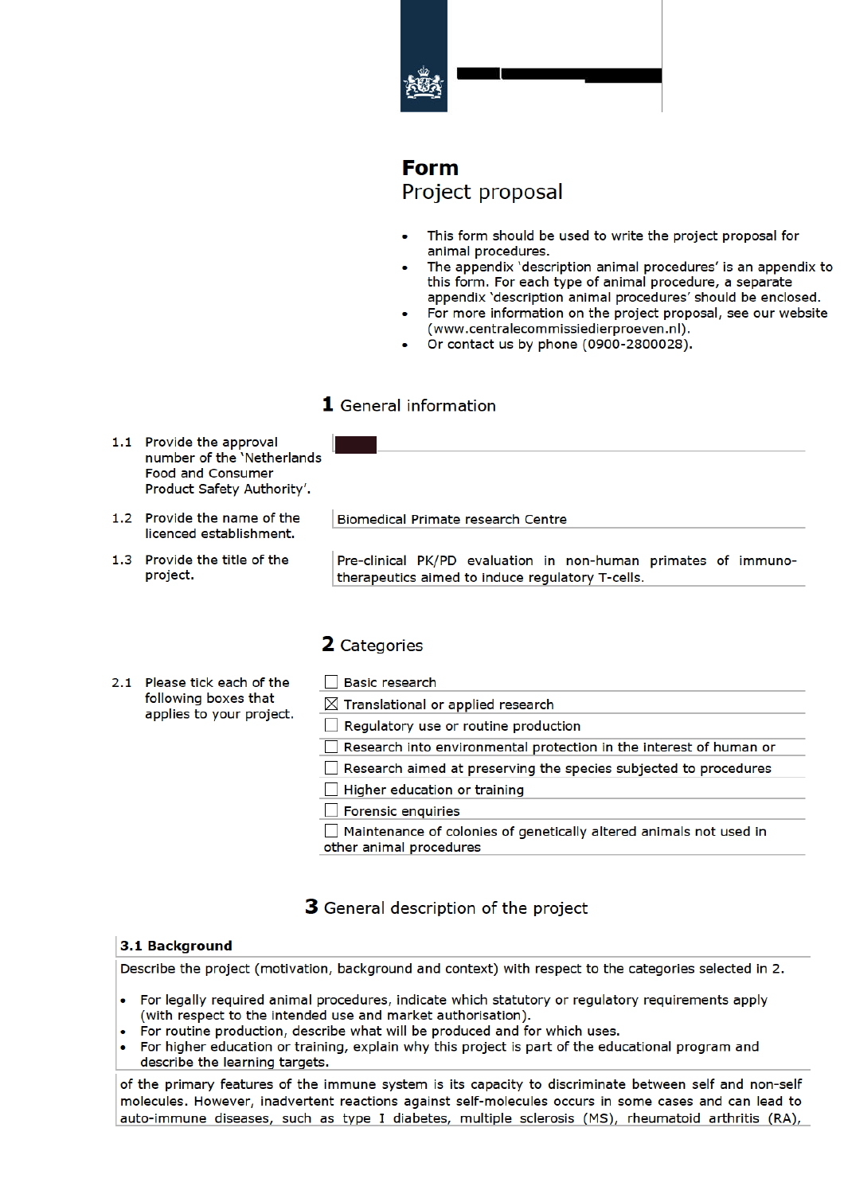# Form

## Project proposal

- This form should be used to write the project proposal for animal procedures.
- The appendix 'description animal procedures' is an appendix to this form. For each type of animal procedure, a separate appendix 'description animal procedures' should be enclosed.
- For more information on the project proposal, see our website (www.centralecommissiedierproeven.nl).
- Or contact us by phone (0900-2800028).

## 1 General information

| | |
|---|---|
| 1.1 Provide the approval number of the 'Netherlands Food and Consumer Product Safety Authority'. | |
| 1.2 Provide the name of the licenced establishment. | Biomedical Primate research Centre |
| 1.3 Provide the title of the project. | Pre-clinical PK/PD evaluation in non-human primates of immuno-therapeutics aimed to induce regulatory T-cells. |

## 2 Categories

2.1 Please tick each of the following boxes that applies to your project.

- ☐ Basic research
- ☒ Translational or applied research
- ☐ Regulatory use or routine production
- ☐ Research into environmental protection in the interest of human or
- ☐ Research aimed at preserving the species subjected to procedures
- ☐ Higher education or training
- ☐ Forensic enquiries
- ☐ Maintenance of colonies of genetically altered animals not used in other animal procedures

## 3 General description of the project

### 3.1 Background

Describe the project (motivation, background and context) with respect to the categories selected in 2.

- For legally required animal procedures, indicate which statutory or regulatory requirements apply (with respect to the intended use and market authorisation).
- For routine production, describe what will be produced and for which uses.
- For higher education or training, explain why this project is part of the educational program and describe the learning targets.

of the primary features of the immune system is its capacity to discriminate between self and non-self molecules. However, inadvertent reactions against self-molecules occurs in some cases and can lead to auto-immune diseases, such as type I diabetes, multiple sclerosis (MS), rheumatoid arthritis (RA),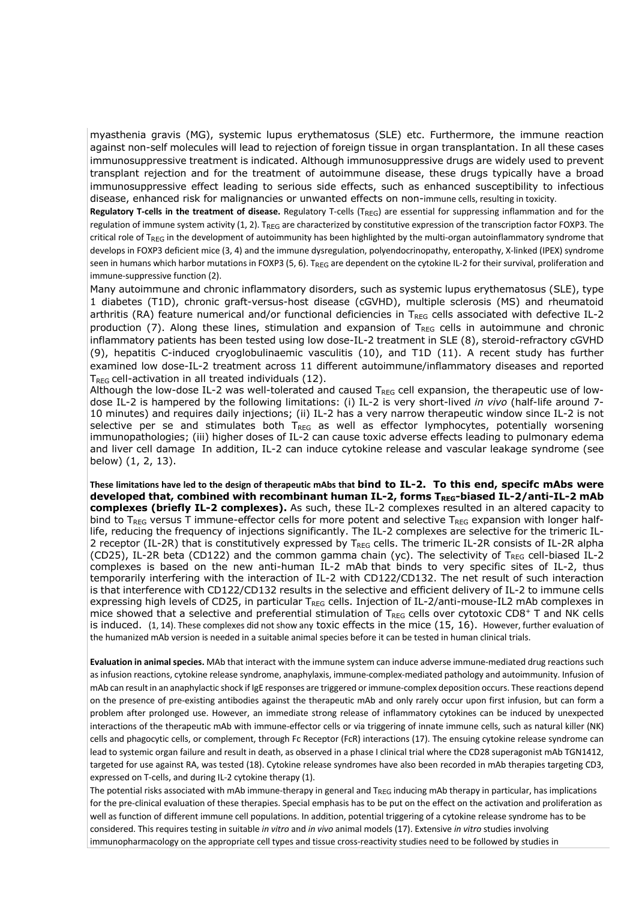myasthenia gravis (MG), systemic lupus erythematosus (SLE) etc. Furthermore, the immune reaction against non-self molecules will lead to rejection of foreign tissue in organ transplantation. In all these cases immunosuppressive treatment is indicated. Although immunosuppressive drugs are widely used to prevent transplant rejection and for the treatment of autoimmune disease, these drugs typically have a broad immunosuppressive effect leading to serious side effects, such as enhanced susceptibility to infectious disease, enhanced risk for malignancies or unwanted effects on non-immune cells, resulting in toxicity.

**Regulatory T-cells in the treatment of disease.** Regulatory T-cells ($T_{REG}$) are essential for suppressing inflammation and for the regulation of immune system activity (1, 2). $T_{REG}$ are characterized by constitutive expression of the transcription factor FOXP3. The critical role of $T_{REG}$ in the development of autoimmunity has been highlighted by the multi-organ autoinflammatory syndrome that develops in FOXP3 deficient mice (3, 4) and the immune dysregulation, polyendocrinopathy, enteropathy, X-linked (IPEX) syndrome seen in humans which harbor mutations in FOXP3 (5, 6). $T_{REG}$ are dependent on the cytokine IL-2 for their survival, proliferation and immune-suppressive function (2).

Many autoimmune and chronic inflammatory disorders, such as systemic lupus erythematosus (SLE), type 1 diabetes (T1D), chronic graft-versus-host disease (cGVHD), multiple sclerosis (MS) and rheumatoid arthritis (RA) feature numerical and/or functional deficiencies in $T_{REG}$ cells associated with defective IL-2 production (7). Along these lines, stimulation and expansion of $T_{REG}$ cells in autoimmune and chronic inflammatory patients has been tested using low dose-IL-2 treatment in SLE (8), steroid-refractory cGVHD (9), hepatitis C-induced cryoglobulinaemic vasculitis (10), and T1D (11). A recent study has further examined low dose-IL-2 treatment across 11 different autoimmune/inflammatory diseases and reported $T_{REG}$ cell-activation in all treated individuals (12).

Although the low-dose IL-2 was well-tolerated and caused $T_{REG}$ cell expansion, the therapeutic use of low-dose IL-2 is hampered by the following limitations: (i) IL-2 is very short-lived *in vivo* (half-life around 7-10 minutes) and requires daily injections; (ii) IL-2 has a very narrow therapeutic window since IL-2 is not selective per se and stimulates both $T_{REG}$ as well as effector lymphocytes, potentially worsening immunopathologies; (iii) higher doses of IL-2 can cause toxic adverse effects leading to pulmonary edema and liver cell damage In addition, IL-2 can induce cytokine release and vascular leakage syndrome (see below) (1, 2, 13).

**These limitations have led to the design of therapeutic mAbs that bind to IL-2. To this end, specifc mAbs were developed that, combined with recombinant human IL-2, forms $T_{REG}$-biased IL-2/anti-IL-2 mAb complexes (briefly IL-2 complexes).** As such, these IL-2 complexes resulted in an altered capacity to bind to $T_{REG}$ versus T immune-effector cells for more potent and selective $T_{REG}$ expansion with longer half-life, reducing the frequency of injections significantly. The IL-2 complexes are selective for the trimeric IL-2 receptor (IL-2R) that is constitutively expressed by $T_{REG}$ cells. The trimeric IL-2R consists of IL-2R alpha (CD25), IL-2R beta (CD122) and the common gamma chain (γc). The selectivity of $T_{REG}$ cell-biased IL-2 complexes is based on the new anti-human IL-2 mAb that binds to very specific sites of IL-2, thus temporarily interfering with the interaction of IL-2 with CD122/CD132. The net result of such interaction is that interference with CD122/CD132 results in the selective and efficient delivery of IL-2 to immune cells expressing high levels of CD25, in particular $T_{REG}$ cells. Injection of IL-2/anti-mouse-IL2 mAb complexes in mice showed that a selective and preferential stimulation of $T_{REG}$ cells over cytotoxic CD8$^{+}$ T and NK cells is induced. (1, 14). These complexes did not show any toxic effects in the mice (15, 16). However, further evaluation of the humanized mAb version is needed in a suitable animal species before it can be tested in human clinical trials.

**Evaluation in animal species.** MAb that interact with the immune system can induce adverse immune-mediated drug reactions such as infusion reactions, cytokine release syndrome, anaphylaxis, immune-complex-mediated pathology and autoimmunity. Infusion of mAb can result in an anaphylactic shock if IgE responses are triggered or immune-complex deposition occurs. These reactions depend on the presence of pre-existing antibodies against the therapeutic mAb and only rarely occur upon first infusion, but can form a problem after prolonged use. However, an immediate strong release of inflammatory cytokines can be induced by unexpected interactions of the therapeutic mAb with immune-effector cells or via triggering of innate immune cells, such as natural killer (NK) cells and phagocytic cells, or complement, through Fc Receptor (FcR) interactions (17). The ensuing cytokine release syndrome can lead to systemic organ failure and result in death, as observed in a phase I clinical trial where the CD28 superagonist mAb TGN1412, targeted for use against RA, was tested (18). Cytokine release syndromes have also been recorded in mAb therapies targeting CD3, expressed on T-cells, and during IL-2 cytokine therapy (1).

The potential risks associated with mAb immune-therapy in general and $T_{REG}$ inducing mAb therapy in particular, has implications for the pre-clinical evaluation of these therapies. Special emphasis has to be put on the effect on the activation and proliferation as well as function of different immune cell populations. In addition, potential triggering of a cytokine release syndrome has to be considered. This requires testing in suitable *in vitro* and *in vivo* animal models (17). Extensive *in vitro* studies involving immunopharmacology on the appropriate cell types and tissue cross-reactivity studies need to be followed by studies in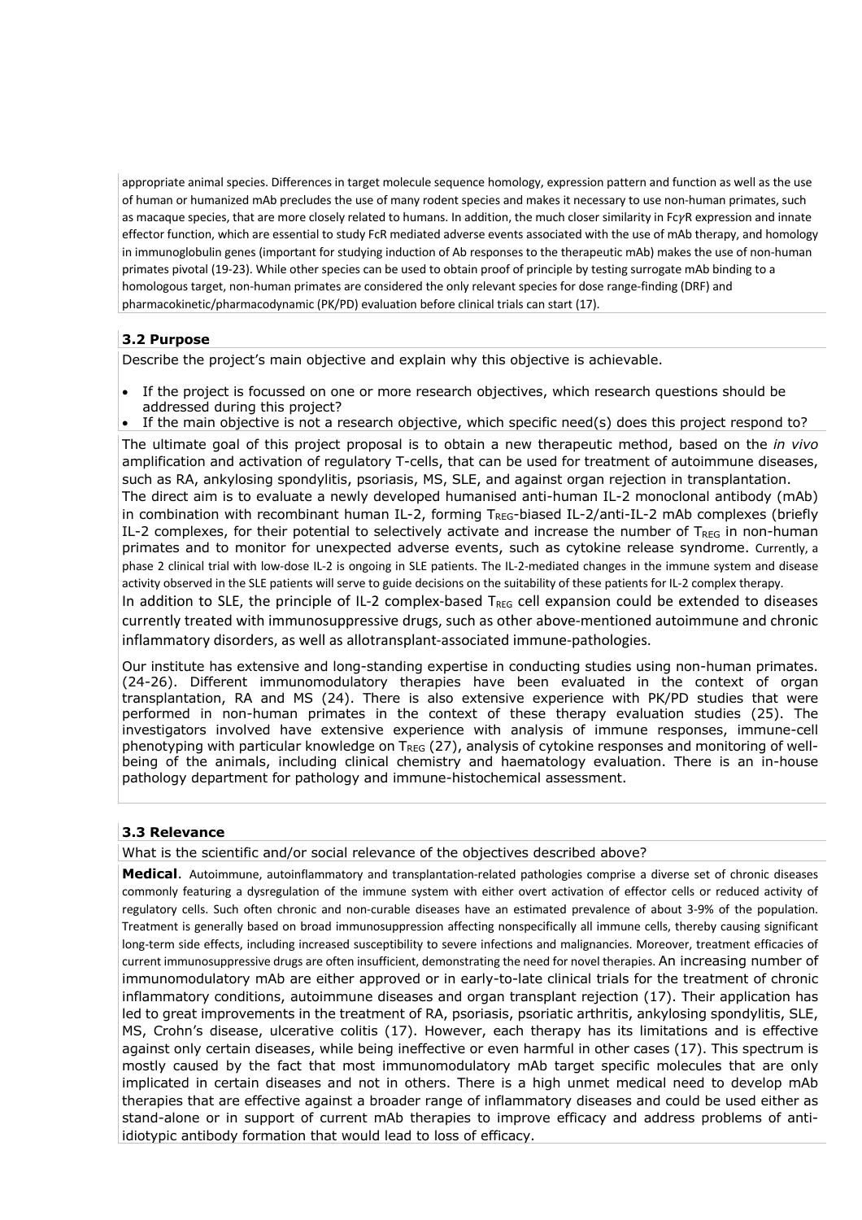appropriate animal species. Differences in target molecule sequence homology, expression pattern and function as well as the use of human or humanized mAb precludes the use of many rodent species and makes it necessary to use non-human primates, such as macaque species, that are more closely related to humans. In addition, the much closer similarity in FcγR expression and innate effector function, which are essential to study FcR mediated adverse events associated with the use of mAb therapy, and homology in immunoglobulin genes (important for studying induction of Ab responses to the therapeutic mAb) makes the use of non-human primates pivotal (19-23). While other species can be used to obtain proof of principle by testing surrogate mAb binding to a homologous target, non-human primates are considered the only relevant species for dose range-finding (DRF) and pharmacokinetic/pharmacodynamic (PK/PD) evaluation before clinical trials can start (17).

### 3.2 Purpose

Describe the project's main objective and explain why this objective is achievable.

- If the project is focussed on one or more research objectives, which research questions should be addressed during this project?
- If the main objective is not a research objective, which specific need(s) does this project respond to?

The ultimate goal of this project proposal is to obtain a new therapeutic method, based on the *in vivo* amplification and activation of regulatory T-cells, that can be used for treatment of autoimmune diseases, such as RA, ankylosing spondylitis, psoriasis, MS, SLE, and against organ rejection in transplantation.
The direct aim is to evaluate a newly developed humanised anti-human IL-2 monoclonal antibody (mAb) in combination with recombinant human IL-2, forming $T_{REG}$-biased IL-2/anti-IL-2 mAb complexes (briefly IL-2 complexes, for their potential to selectively activate and increase the number of $T_{REG}$ in non-human primates and to monitor for unexpected adverse events, such as cytokine release syndrome. Currently, a phase 2 clinical trial with low-dose IL-2 is ongoing in SLE patients. The IL-2-mediated changes in the immune system and disease activity observed in the SLE patients will serve to guide decisions on the suitability of these patients for IL-2 complex therapy.
In addition to SLE, the principle of IL-2 complex-based $T_{REG}$ cell expansion could be extended to diseases currently treated with immunosuppressive drugs, such as other above-mentioned autoimmune and chronic inflammatory disorders, as well as allotransplant-associated immune-pathologies.

Our institute has extensive and long-standing expertise in conducting studies using non-human primates. (24-26). Different immunomodulatory therapies have been evaluated in the context of organ transplantation, RA and MS (24). There is also extensive experience with PK/PD studies that were performed in non-human primates in the context of these therapy evaluation studies (25). The investigators involved have extensive experience with analysis of immune responses, immune-cell phenotyping with particular knowledge on $T_{REG}$ (27), analysis of cytokine responses and monitoring of well-being of the animals, including clinical chemistry and haematology evaluation. There is an in-house pathology department for pathology and immune-histochemical assessment.

### 3.3 Relevance

What is the scientific and/or social relevance of the objectives described above?

**Medical**. Autoimmune, autoinflammatory and transplantation-related pathologies comprise a diverse set of chronic diseases commonly featuring a dysregulation of the immune system with either overt activation of effector cells or reduced activity of regulatory cells. Such often chronic and non-curable diseases have an estimated prevalence of about 3-9% of the population. Treatment is generally based on broad immunosuppression affecting nonspecifically all immune cells, thereby causing significant long-term side effects, including increased susceptibility to severe infections and malignancies. Moreover, treatment efficacies of current immunosuppressive drugs are often insufficient, demonstrating the need for novel therapies. An increasing number of immunomodulatory mAb are either approved or in early-to-late clinical trials for the treatment of chronic inflammatory conditions, autoimmune diseases and organ transplant rejection (17). Their application has led to great improvements in the treatment of RA, psoriasis, psoriatic arthritis, ankylosing spondylitis, SLE, MS, Crohn's disease, ulcerative colitis (17). However, each therapy has its limitations and is effective against only certain diseases, while being ineffective or even harmful in other cases (17). This spectrum is mostly caused by the fact that most immunomodulatory mAb target specific molecules that are only implicated in certain diseases and not in others. There is a high unmet medical need to develop mAb therapies that are effective against a broader range of inflammatory diseases and could be used either as stand-alone or in support of current mAb therapies to improve efficacy and address problems of anti-idiotypic antibody formation that would lead to loss of efficacy.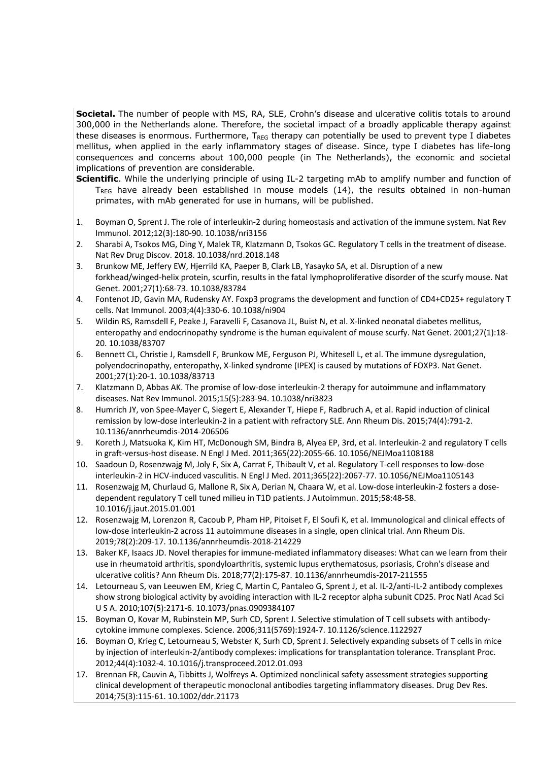**Societal.** The number of people with MS, RA, SLE, Crohn's disease and ulcerative colitis totals to around 300,000 in the Netherlands alone. Therefore, the societal impact of a broadly applicable therapy against these diseases is enormous. Furthermore, $T_{REG}$ therapy can potentially be used to prevent type I diabetes mellitus, when applied in the early inflammatory stages of disease. Since, type I diabetes has life-long consequences and concerns about 100,000 people (in The Netherlands), the economic and societal implications of prevention are considerable.

**Scientific**. While the underlying principle of using IL-2 targeting mAb to amplify number and function of $T_{REG}$ have already been established in mouse models (14), the results obtained in non-human primates, with mAb generated for use in humans, will be published.

1. Boyman O, Sprent J. The role of interleukin-2 during homeostasis and activation of the immune system. Nat Rev Immunol. 2012;12(3):180-90. 10.1038/nri3156
2. Sharabi A, Tsokos MG, Ding Y, Malek TR, Klatzmann D, Tsokos GC. Regulatory T cells in the treatment of disease. Nat Rev Drug Discov. 2018. 10.1038/nrd.2018.148
3. Brunkow ME, Jeffery EW, Hjerrild KA, Paeper B, Clark LB, Yasayko SA, et al. Disruption of a new forkhead/winged-helix protein, scurfin, results in the fatal lymphoproliferative disorder of the scurfy mouse. Nat Genet. 2001;27(1):68-73. 10.1038/83784
4. Fontenot JD, Gavin MA, Rudensky AY. Foxp3 programs the development and function of CD4+CD25+ regulatory T cells. Nat Immunol. 2003;4(4):330-6. 10.1038/ni904
5. Wildin RS, Ramsdell F, Peake J, Faravelli F, Casanova JL, Buist N, et al. X-linked neonatal diabetes mellitus, enteropathy and endocrinopathy syndrome is the human equivalent of mouse scurfy. Nat Genet. 2001;27(1):18-20. 10.1038/83707
6. Bennett CL, Christie J, Ramsdell F, Brunkow ME, Ferguson PJ, Whitesell L, et al. The immune dysregulation, polyendocrinopathy, enteropathy, X-linked syndrome (IPEX) is caused by mutations of FOXP3. Nat Genet. 2001;27(1):20-1. 10.1038/83713
7. Klatzmann D, Abbas AK. The promise of low-dose interleukin-2 therapy for autoimmune and inflammatory diseases. Nat Rev Immunol. 2015;15(5):283-94. 10.1038/nri3823
8. Humrich JY, von Spee-Mayer C, Siegert E, Alexander T, Hiepe F, Radbruch A, et al. Rapid induction of clinical remission by low-dose interleukin-2 in a patient with refractory SLE. Ann Rheum Dis. 2015;74(4):791-2. 10.1136/annrheumdis-2014-206506
9. Koreth J, Matsuoka K, Kim HT, McDonough SM, Bindra B, Alyea EP, 3rd, et al. Interleukin-2 and regulatory T cells in graft-versus-host disease. N Engl J Med. 2011;365(22):2055-66. 10.1056/NEJMoa1108188
10. Saadoun D, Rosenzwajg M, Joly F, Six A, Carrat F, Thibault V, et al. Regulatory T-cell responses to low-dose interleukin-2 in HCV-induced vasculitis. N Engl J Med. 2011;365(22):2067-77. 10.1056/NEJMoa1105143
11. Rosenzwajg M, Churlaud G, Mallone R, Six A, Derian N, Chaara W, et al. Low-dose interleukin-2 fosters a dose-dependent regulatory T cell tuned milieu in T1D patients. J Autoimmun. 2015;58:48-58. 10.1016/j.jaut.2015.01.001
12. Rosenzwajg M, Lorenzon R, Cacoub P, Pham HP, Pitoiset F, El Soufi K, et al. Immunological and clinical effects of low-dose interleukin-2 across 11 autoimmune diseases in a single, open clinical trial. Ann Rheum Dis. 2019;78(2):209-17. 10.1136/annrheumdis-2018-214229
13. Baker KF, Isaacs JD. Novel therapies for immune-mediated inflammatory diseases: What can we learn from their use in rheumatoid arthritis, spondyloarthritis, systemic lupus erythematosus, psoriasis, Crohn's disease and ulcerative colitis? Ann Rheum Dis. 2018;77(2):175-87. 10.1136/annrheumdis-2017-211555
14. Letourneau S, van Leeuwen EM, Krieg C, Martin C, Pantaleo G, Sprent J, et al. IL-2/anti-IL-2 antibody complexes show strong biological activity by avoiding interaction with IL-2 receptor alpha subunit CD25. Proc Natl Acad Sci U S A. 2010;107(5):2171-6. 10.1073/pnas.0909384107
15. Boyman O, Kovar M, Rubinstein MP, Surh CD, Sprent J. Selective stimulation of T cell subsets with antibody-cytokine immune complexes. Science. 2006;311(5769):1924-7. 10.1126/science.1122927
16. Boyman O, Krieg C, Letourneau S, Webster K, Surh CD, Sprent J. Selectively expanding subsets of T cells in mice by injection of interleukin-2/antibody complexes: implications for transplantation tolerance. Transplant Proc. 2012;44(4):1032-4. 10.1016/j.transproceed.2012.01.093
17. Brennan FR, Cauvin A, Tibbitts J, Wolfreys A. Optimized nonclinical safety assessment strategies supporting clinical development of therapeutic monoclonal antibodies targeting inflammatory diseases. Drug Dev Res. 2014;75(3):115-61. 10.1002/ddr.21173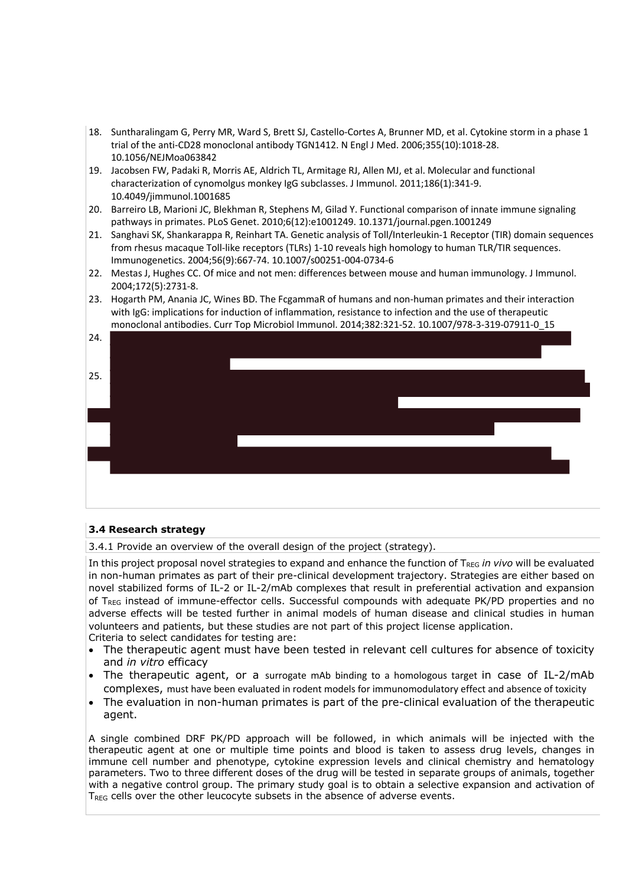18. Suntharalingam G, Perry MR, Ward S, Brett SJ, Castello-Cortes A, Brunner MD, et al. Cytokine storm in a phase 1 trial of the anti-CD28 monoclonal antibody TGN1412. N Engl J Med. 2006;355(10):1018-28. 10.1056/NEJMoa063842
19. Jacobsen FW, Padaki R, Morris AE, Aldrich TL, Armitage RJ, Allen MJ, et al. Molecular and functional characterization of cynomolgus monkey IgG subclasses. J Immunol. 2011;186(1):341-9. 10.4049/jimmunol.1001685
20. Barreiro LB, Marioni JC, Blekhman R, Stephens M, Gilad Y. Functional comparison of innate immune signaling pathways in primates. PLoS Genet. 2010;6(12):e1001249. 10.1371/journal.pgen.1001249
21. Sanghavi SK, Shankarappa R, Reinhart TA. Genetic analysis of Toll/Interleukin-1 Receptor (TIR) domain sequences from rhesus macaque Toll-like receptors (TLRs) 1-10 reveals high homology to human TLR/TIR sequences. Immunogenetics. 2004;56(9):667-74. 10.1007/s00251-004-0734-6
22. Mestas J, Hughes CC. Of mice and not men: differences between mouse and human immunology. J Immunol. 2004;172(5):2731-8.
23. Hogarth PM, Anania JC, Wines BD. The FcgammaR of humans and non-human primates and their interaction with IgG: implications for induction of inflammation, resistance to infection and the use of therapeutic monoclonal antibodies. Curr Top Microbiol Immunol. 2014;382:321-52. 10.1007/978-3-319-07911-0_15
24.
25.

### 3.4 Research strategy

3.4.1 Provide an overview of the overall design of the project (strategy).

In this project proposal novel strategies to expand and enhance the function of $T_{REG}$ *in vivo* will be evaluated in non-human primates as part of their pre-clinical development trajectory. Strategies are either based on novel stabilized forms of IL-2 or IL-2/mAb complexes that result in preferential activation and expansion of $T_{REG}$ instead of immune-effector cells. Successful compounds with adequate PK/PD properties and no adverse effects will be tested further in animal models of human disease and clinical studies in human volunteers and patients, but these studies are not part of this project license application.
Criteria to select candidates for testing are:

- The therapeutic agent must have been tested in relevant cell cultures for absence of toxicity and *in vitro* efficacy
- The therapeutic agent, or a surrogate mAb binding to a homologous target in case of IL-2/mAb complexes, must have been evaluated in rodent models for immunomodulatory effect and absence of toxicity
- The evaluation in non-human primates is part of the pre-clinical evaluation of the therapeutic agent.

A single combined DRF PK/PD approach will be followed, in which animals will be injected with the therapeutic agent at one or multiple time points and blood is taken to assess drug levels, changes in immune cell number and phenotype, cytokine expression levels and clinical chemistry and hematology parameters. Two to three different doses of the drug will be tested in separate groups of animals, together with a negative control group. The primary study goal is to obtain a selective expansion and activation of $T_{REG}$ cells over the other leucocyte subsets in the absence of adverse events.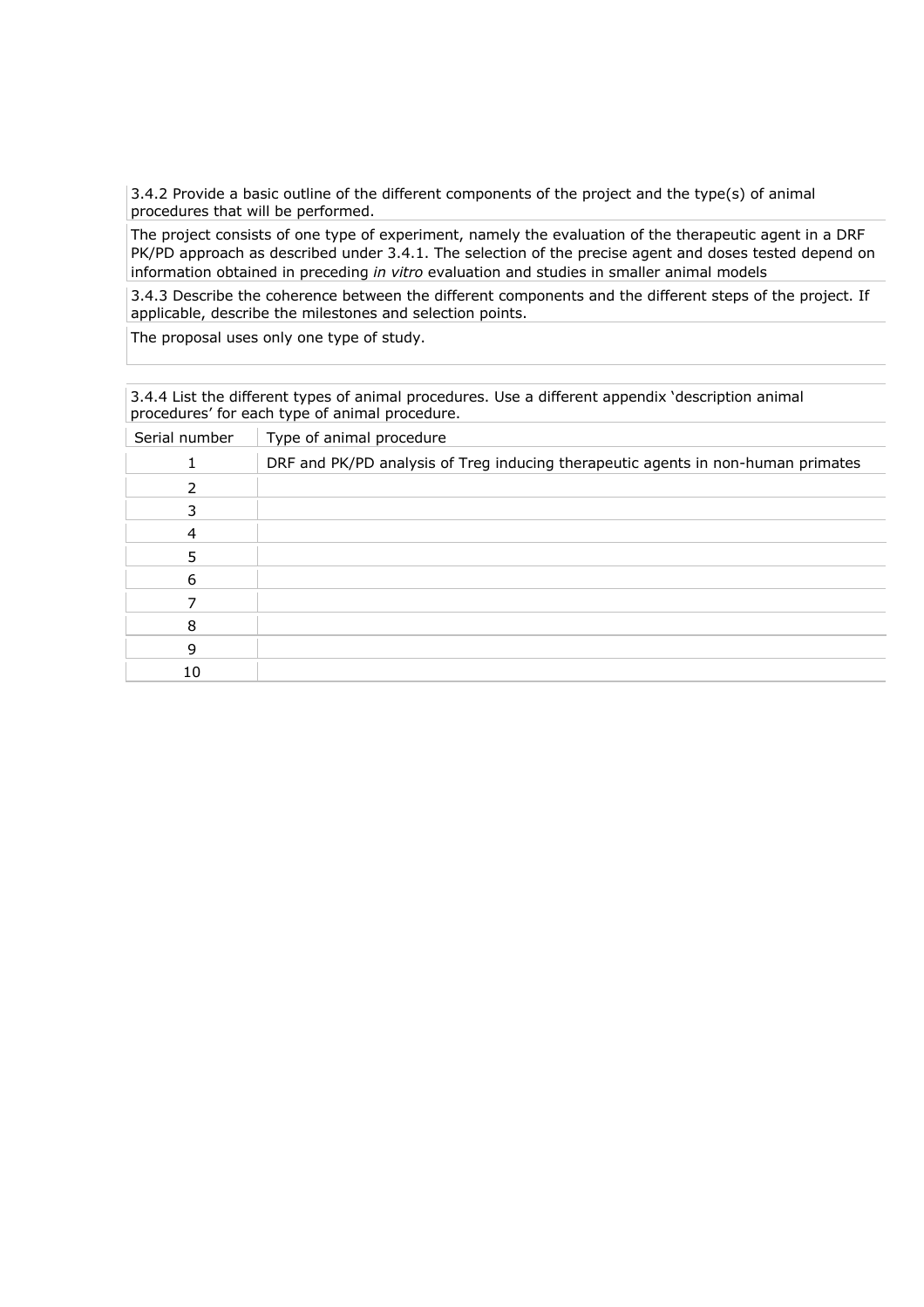3.4.2 Provide a basic outline of the different components of the project and the type(s) of animal procedures that will be performed.

The project consists of one type of experiment, namely the evaluation of the therapeutic agent in a DRF PK/PD approach as described under 3.4.1. The selection of the precise agent and doses tested depend on information obtained in preceding *in vitro* evaluation and studies in smaller animal models

3.4.3 Describe the coherence between the different components and the different steps of the project. If applicable, describe the milestones and selection points.

The proposal uses only one type of study.

3.4.4 List the different types of animal procedures. Use a different appendix 'description animal procedures' for each type of animal procedure.

| Serial number | Type of animal procedure |
|---|---|
| 1 | DRF and PK/PD analysis of Treg inducing therapeutic agents in non-human primates |
| 2 | |
| 3 | |
| 4 | |
| 5 | |
| 6 | |
| 7 | |
| 8 | |
| 9 | |
| 10 | |